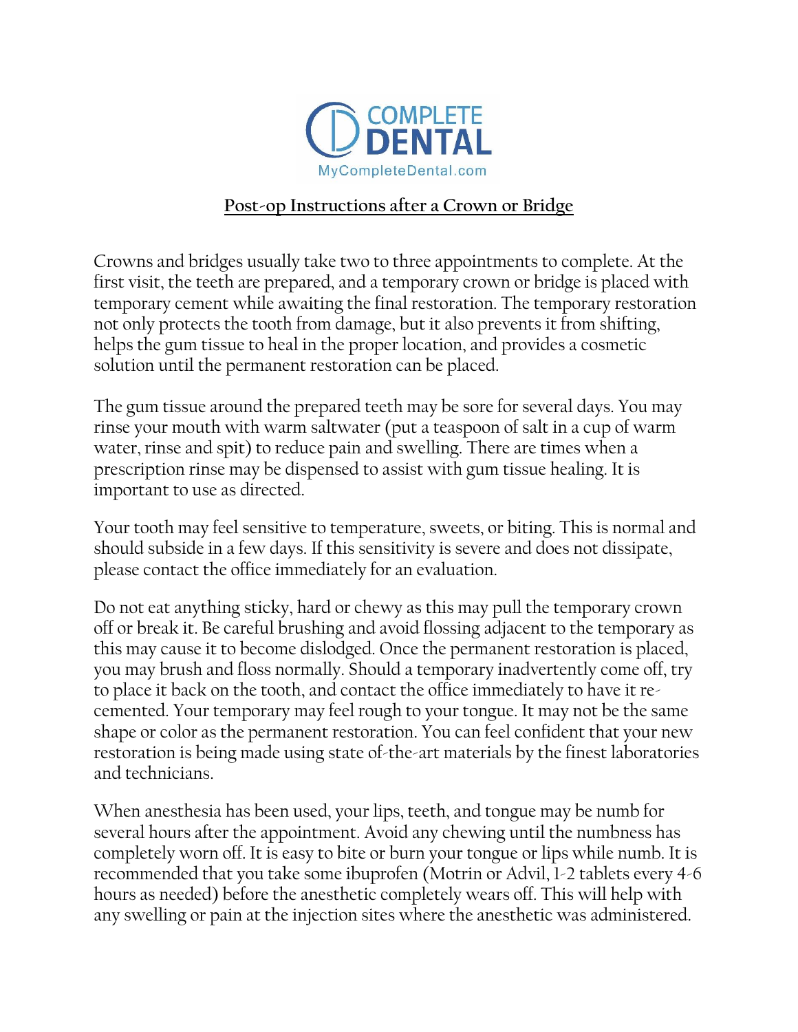COMPLETE DENTAL

MyCompleteDental.com

## Post-op Instructions after a Crown or Bridge

Crowns and bridges usually take two to three appointments to complete. At the first visit, the teeth are prepared, and a temporary crown or bridge is placed with temporary cement while awaiting the final restoration. The temporary restoration not only protects the tooth from damage, but it also prevents it from shifting, helps the gum tissue to heal in the proper location, and provides a cosmetic solution until the permanent restoration can be placed.

The gum tissue around the prepared teeth may be sore for several days. You may rinse your mouth with warm saltwater (put a teaspoon of salt in a cup of warm water, rinse and spit) to reduce pain and swelling. There are times when a prescription rinse may be dispensed to assist with gum tissue healing. It is important to use as directed.

Your tooth may feel sensitive to temperature, sweets, or biting. This is normal and should subside in a few days. If this sensitivity is severe and does not dissipate, please contact the office immediately for an evaluation.

Do not eat anything sticky, hard or chewy as this may pull the temporary crown off or break it. Be careful brushing and avoid flossing adjacent to the temporary as this may cause it to become dislodged. Once the permanent restoration is placed, you may brush and floss normally. Should a temporary inadvertently come off, try to place it back on the tooth, and contact the office immediately to have it re-cemented. Your temporary may feel rough to your tongue. It may not be the same shape or color as the permanent restoration. You can feel confident that your new restoration is being made using state-of-the-art materials by the finest laboratories and technicians.

When anesthesia has been used, your lips, teeth, and tongue may be numb for several hours after the appointment. Avoid any chewing until the numbness has completely worn off. It is easy to bite or burn your tongue or lips while numb. It is recommended that you take some ibuprofen (Motrin or Advil, 1-2 tablets every 4-6 hours as needed) before the anesthetic completely wears off. This will help with any swelling or pain at the injection sites where the anesthetic was administered.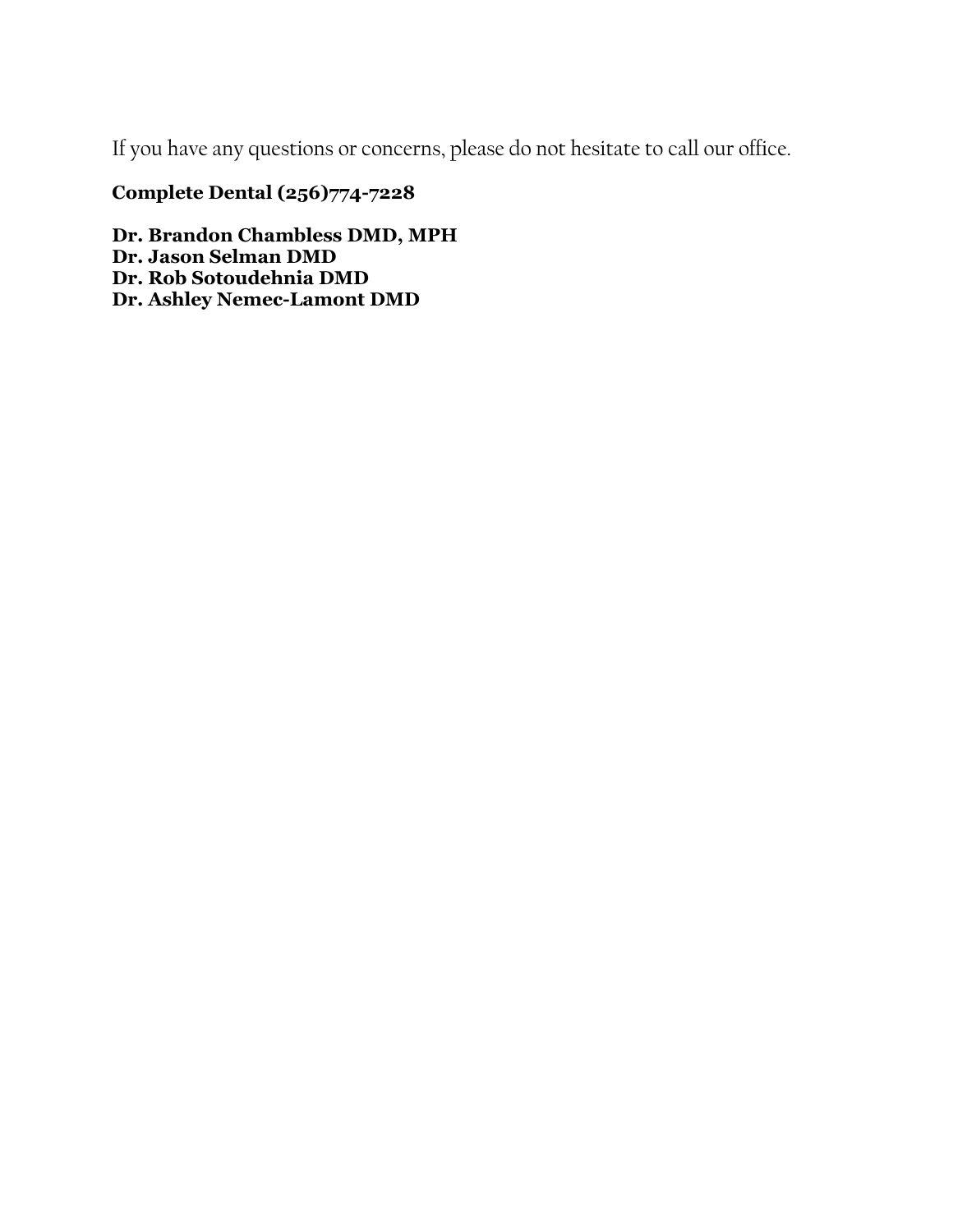If you have any questions or concerns, please do not hesitate to call our office.

**Complete Dental (256)774-7228**

**Dr. Brandon Chambless DMD, MPH**
**Dr. Jason Selman DMD**
**Dr. Rob Sotoudehnia DMD**
**Dr. Ashley Nemec-Lamont DMD**